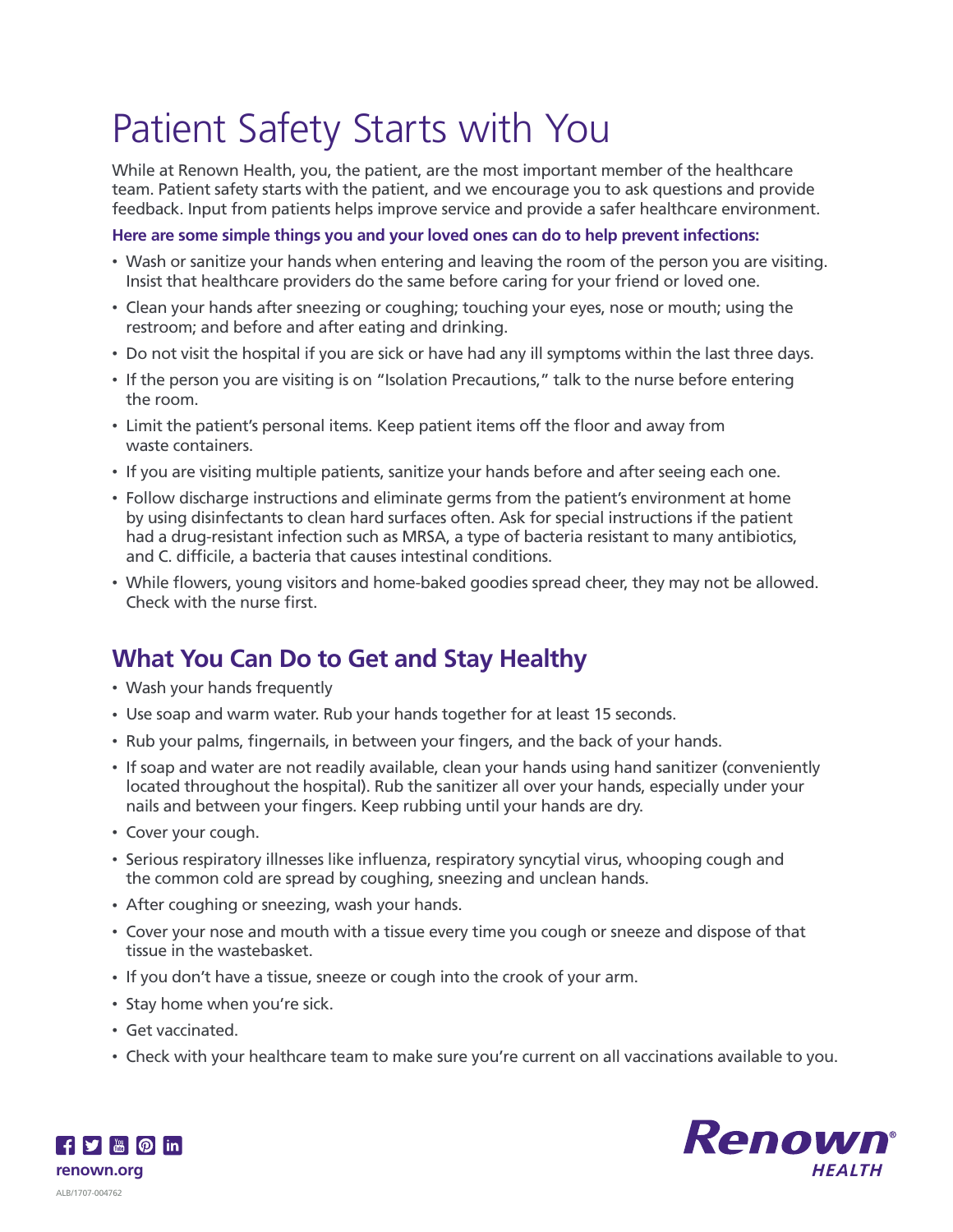# Patient Safety Starts with You

While at Renown Health, you, the patient, are the most important member of the healthcare team. Patient safety starts with the patient, and we encourage you to ask questions and provide feedback. Input from patients helps improve service and provide a safer healthcare environment.

**Here are some simple things you and your loved ones can do to help prevent infections:**

- Wash or sanitize your hands when entering and leaving the room of the person you are visiting. Insist that healthcare providers do the same before caring for your friend or loved one.
- Clean your hands after sneezing or coughing; touching your eyes, nose or mouth; using the restroom; and before and after eating and drinking.
- Do not visit the hospital if you are sick or have had any ill symptoms within the last three days.
- If the person you are visiting is on "Isolation Precautions," talk to the nurse before entering the room.
- Limit the patient's personal items. Keep patient items off the floor and away from waste containers.
- If you are visiting multiple patients, sanitize your hands before and after seeing each one.
- Follow discharge instructions and eliminate germs from the patient's environment at home by using disinfectants to clean hard surfaces often. Ask for special instructions if the patient had a drug-resistant infection such as MRSA, a type of bacteria resistant to many antibiotics, and C. difficile, a bacteria that causes intestinal conditions.
- While flowers, young visitors and home-baked goodies spread cheer, they may not be allowed. Check with the nurse first.

## What You Can Do to Get and Stay Healthy

- Wash your hands frequently
- Use soap and warm water. Rub your hands together for at least 15 seconds.
- Rub your palms, fingernails, in between your fingers, and the back of your hands.
- If soap and water are not readily available, clean your hands using hand sanitizer (conveniently located throughout the hospital). Rub the sanitizer all over your hands, especially under your nails and between your fingers. Keep rubbing until your hands are dry.
- Cover your cough.
- Serious respiratory illnesses like influenza, respiratory syncytial virus, whooping cough and the common cold are spread by coughing, sneezing and unclean hands.
- After coughing or sneezing, wash your hands.
- Cover your nose and mouth with a tissue every time you cough or sneeze and dispose of that tissue in the wastebasket.
- If you don't have a tissue, sneeze or cough into the crook of your arm.
- Stay home when you're sick.
- Get vaccinated.
- Check with your healthcare team to make sure you're current on all vaccinations available to you.

renown.org

ALB/1707-004762

Renown HEALTH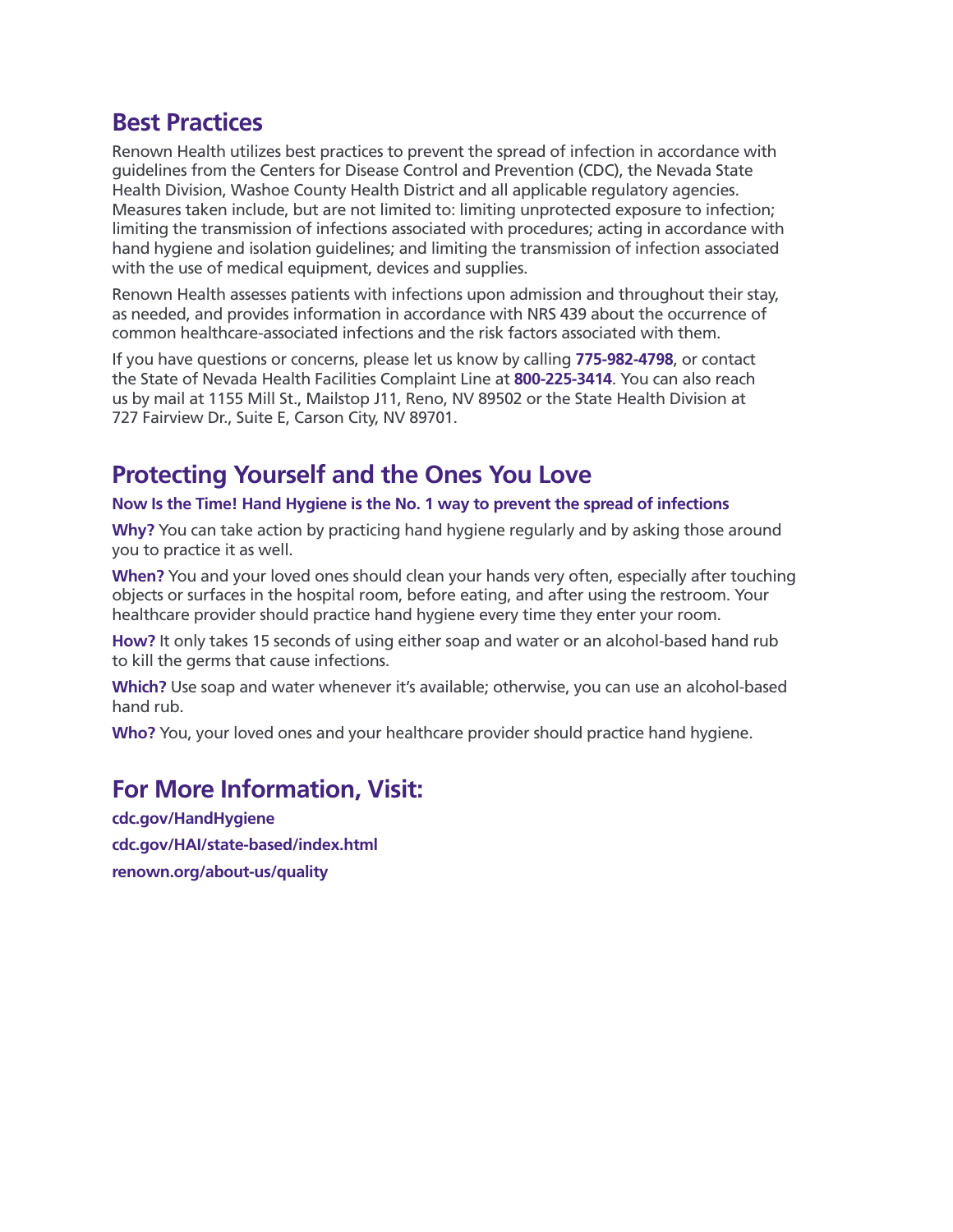## Best Practices

Renown Health utilizes best practices to prevent the spread of infection in accordance with guidelines from the Centers for Disease Control and Prevention (CDC), the Nevada State Health Division, Washoe County Health District and all applicable regulatory agencies. Measures taken include, but are not limited to: limiting unprotected exposure to infection; limiting the transmission of infections associated with procedures; acting in accordance with hand hygiene and isolation guidelines; and limiting the transmission of infection associated with the use of medical equipment, devices and supplies.

Renown Health assesses patients with infections upon admission and throughout their stay, as needed, and provides information in accordance with NRS 439 about the occurrence of common healthcare-associated infections and the risk factors associated with them.

If you have questions or concerns, please let us know by calling **775-982-4798**, or contact the State of Nevada Health Facilities Complaint Line at **800-225-3414**. You can also reach us by mail at 1155 Mill St., Mailstop J11, Reno, NV 89502 or the State Health Division at 727 Fairview Dr., Suite E, Carson City, NV 89701.

## Protecting Yourself and the Ones You Love

**Now Is the Time! Hand Hygiene is the No. 1 way to prevent the spread of infections**

**Why?** You can take action by practicing hand hygiene regularly and by asking those around you to practice it as well.

**When?** You and your loved ones should clean your hands very often, especially after touching objects or surfaces in the hospital room, before eating, and after using the restroom. Your healthcare provider should practice hand hygiene every time they enter your room.

**How?** It only takes 15 seconds of using either soap and water or an alcohol-based hand rub to kill the germs that cause infections.

**Which?** Use soap and water whenever it's available; otherwise, you can use an alcohol-based hand rub.

**Who?** You, your loved ones and your healthcare provider should practice hand hygiene.

## For More Information, Visit:

**cdc.gov/HandHygiene**

**cdc.gov/HAI/state-based/index.html**

**renown.org/about-us/quality**